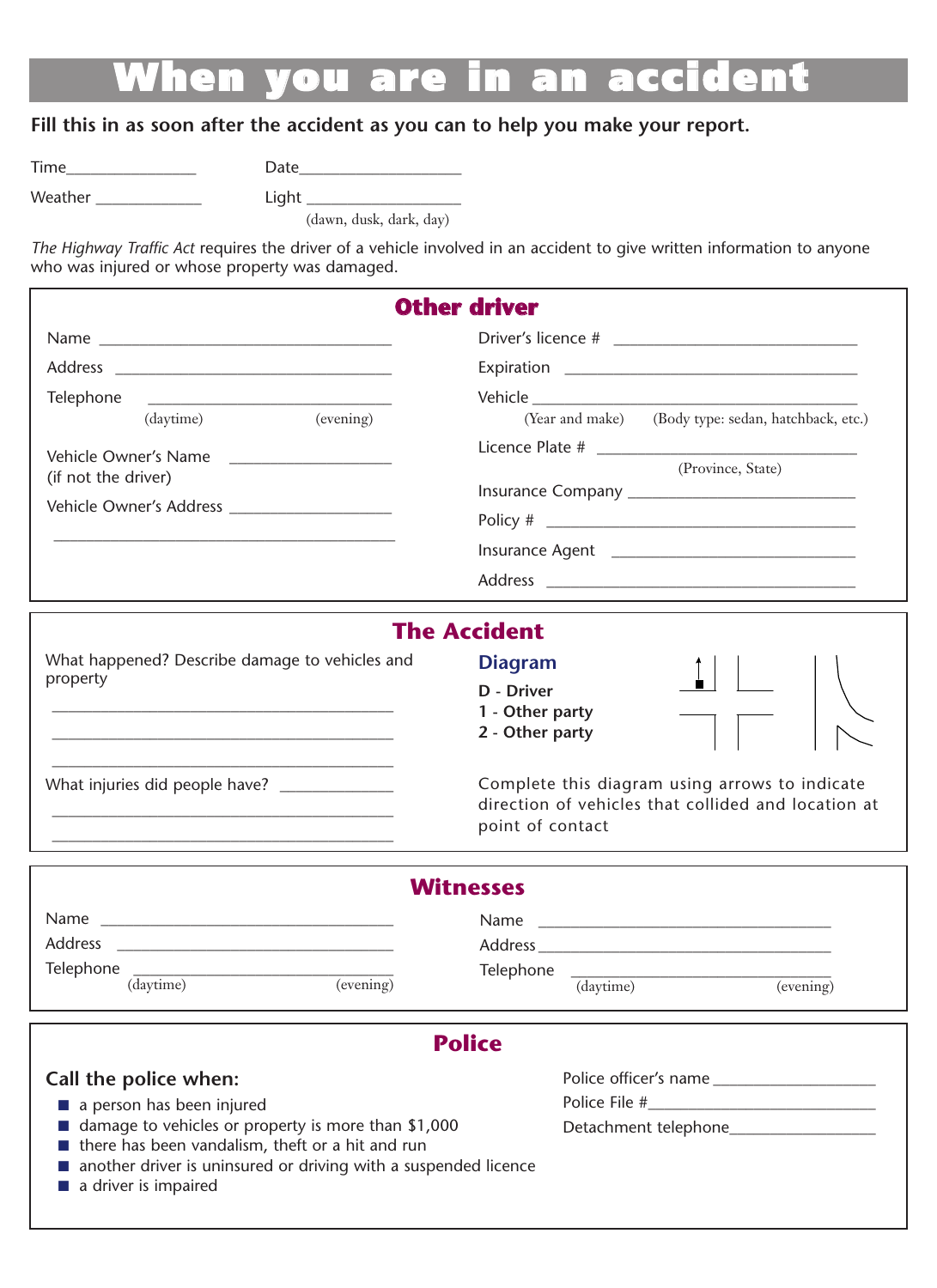# When you are in an accident

**Fill this in as soon after the accident as you can to help you make your report.**

Time_______________ Date___________________

Weather ____________ Light __________________
(dawn, dusk, dark, day)

*The Highway Traffic Act* requires the driver of a vehicle involved in an accident to give written information to anyone who was injured or whose property was damaged.

## Other driver

Name ___________________________________

Address _________________________________

Telephone ______________________________
(daytime) (evening)

Vehicle Owner's Name __________________
(if not the driver)

Vehicle Owner's Address ________________

_______________________________________

Driver's licence # ___________________________

Expiration ____________________________________

Vehicle _______________________________________
(Year and make) (Body type: sedan, hatchback, etc.)

Licence Plate # ______________________________
(Province, State)

Insurance Company ___________________________

Policy # ______________________________________

Insurance Agent ______________________________

Address ______________________________________

## The Accident

What happened? Describe damage to vehicles and property

_______________________________________

_______________________________________

_______________________________________

What injuries did people have? _____________

_______________________________________

_______________________________________

### Diagram

**D - Driver**
**1 - Other party**
**2 - Other party**

Complete this diagram using arrows to indicate direction of vehicles that collided and location at point of contact

## Witnesses

Name ___________________________________

Address _________________________________

Telephone ______________________________
(daytime) (evening)

Name ___________________________________

Address _________________________________

Telephone ______________________________
(daytime) (evening)

## Police

**Call the police when:**

- a person has been injured
- damage to vehicles or property is more than $1,000
- there has been vandalism, theft or a hit and run
- another driver is uninsured or driving with a suspended licence
- a driver is impaired

Police officer's name ___________________

Police File #___________________________

Detachment telephone_________________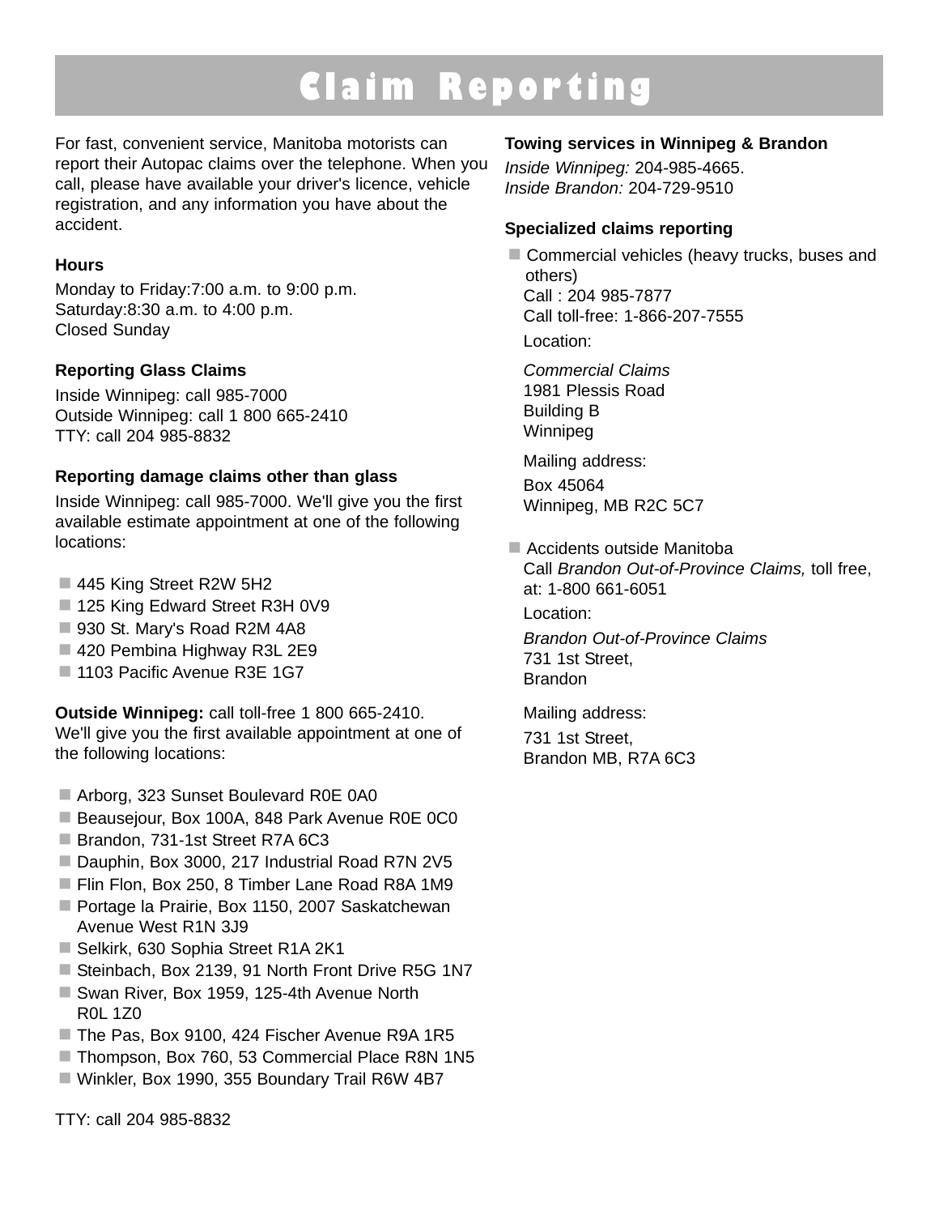# Claim Reporting

For fast, convenient service, Manitoba motorists can report their Autopac claims over the telephone. When you call, please have available your driver's licence, vehicle registration, and any information you have about the accident.

### Hours

Monday to Friday:7:00 a.m. to 9:00 p.m.
Saturday:8:30 a.m. to 4:00 p.m.
Closed Sunday

### Reporting Glass Claims

Inside Winnipeg: call 985-7000
Outside Winnipeg: call 1 800 665-2410
TTY: call 204 985-8832

### Reporting damage claims other than glass

Inside Winnipeg: call 985-7000. We'll give you the first available estimate appointment at one of the following locations:

- 445 King Street R2W 5H2
- 125 King Edward Street R3H 0V9
- 930 St. Mary's Road R2M 4A8
- 420 Pembina Highway R3L 2E9
- 1103 Pacific Avenue R3E 1G7

**Outside Winnipeg:** call toll-free 1 800 665-2410.
We'll give you the first available appointment at one of the following locations:

- Arborg, 323 Sunset Boulevard R0E 0A0
- Beausejour, Box 100A, 848 Park Avenue R0E 0C0
- Brandon, 731-1st Street R7A 6C3
- Dauphin, Box 3000, 217 Industrial Road R7N 2V5
- Flin Flon, Box 250, 8 Timber Lane Road R8A 1M9
- Portage la Prairie, Box 1150, 2007 Saskatchewan Avenue West R1N 3J9
- Selkirk, 630 Sophia Street R1A 2K1
- Steinbach, Box 2139, 91 North Front Drive R5G 1N7
- Swan River, Box 1959, 125-4th Avenue North R0L 1Z0
- The Pas, Box 9100, 424 Fischer Avenue R9A 1R5
- Thompson, Box 760, 53 Commercial Place R8N 1N5
- Winkler, Box 1990, 355 Boundary Trail R6W 4B7

TTY: call 204 985-8832

### Towing services in Winnipeg & Brandon

*Inside Winnipeg:* 204-985-4665.
*Inside Brandon:* 204-729-9510

### Specialized claims reporting

- Commercial vehicles (heavy trucks, buses and others)
  Call : 204 985-7877
  Call toll-free: 1-866-207-7555

  Location:

  *Commercial Claims*
  1981 Plessis Road
  Building B
  Winnipeg

  Mailing address:

  Box 45064
  Winnipeg, MB R2C 5C7

- Accidents outside Manitoba
  Call *Brandon Out-of-Province Claims,* toll free, at: 1-800 661-6051

  Location:

  *Brandon Out-of-Province Claims*
  731 1st Street,
  Brandon

  Mailing address:

  731 1st Street,
  Brandon MB, R7A 6C3